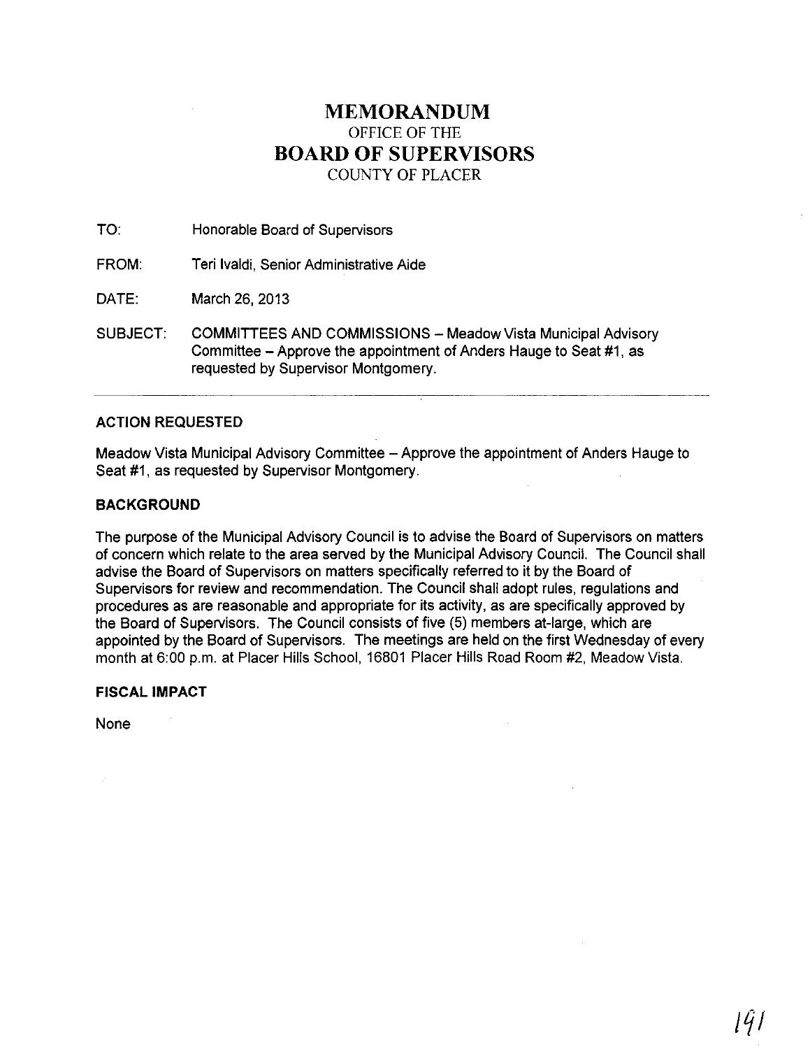# MEMORANDUM

OFFICE OF THE

# BOARD OF SUPERVISORS

COUNTY OF PLACER

TO: Honorable Board of Supervisors

FROM: Teri Ivaldi, Senior Administrative Aide

DATE: March 26, 2013

SUBJECT: COMMITTEES AND COMMISSIONS – Meadow Vista Municipal Advisory Committee – Approve the appointment of Anders Hauge to Seat #1, as requested by Supervisor Montgomery.

---

## ACTION REQUESTED

Meadow Vista Municipal Advisory Committee – Approve the appointment of Anders Hauge to Seat #1, as requested by Supervisor Montgomery.

## BACKGROUND

The purpose of the Municipal Advisory Council is to advise the Board of Supervisors on matters of concern which relate to the area served by the Municipal Advisory Council. The Council shall advise the Board of Supervisors on matters specifically referred to it by the Board of Supervisors for review and recommendation. The Council shall adopt rules, regulations and procedures as are reasonable and appropriate for its activity, as are specifically approved by the Board of Supervisors. The Council consists of five (5) members at-large, which are appointed by the Board of Supervisors. The meetings are held on the first Wednesday of every month at 6:00 p.m. at Placer Hills School, 16801 Placer Hills Road Room #2, Meadow Vista.

## FISCAL IMPACT

None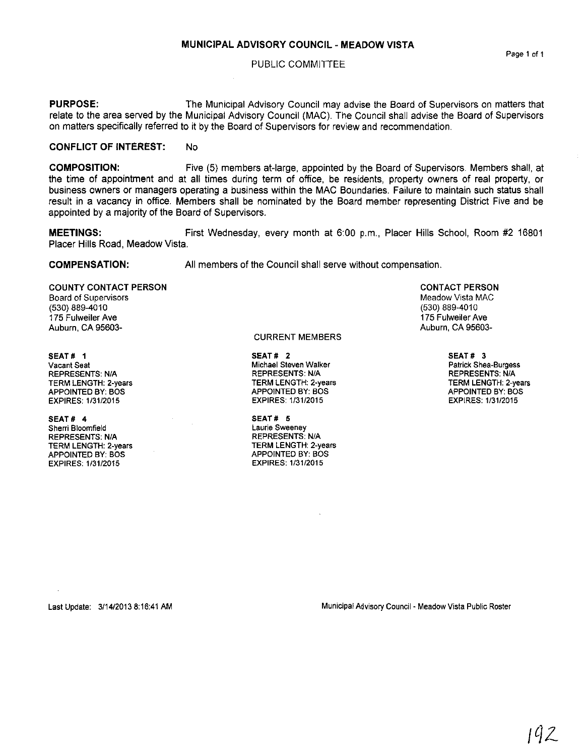# MUNICIPAL ADVISORY COUNCIL - MEADOW VISTA

PUBLIC COMMITTEE

**PURPOSE:** The Municipal Advisory Council may advise the Board of Supervisors on matters that relate to the area served by the Municipal Advisory Council (MAC). The Council shall advise the Board of Supervisors on matters specifically referred to it by the Board of Supervisors for review and recommendation.

**CONFLICT OF INTEREST:** No

**COMPOSITION:** Five (5) members at-large, appointed by the Board of Supervisors. Members shall, at the time of appointment and at all times during term of office, be residents, property owners of real property, or business owners or managers operating a business within the MAC Boundaries. Failure to maintain such status shall result in a vacancy in office. Members shall be nominated by the Board member representing District Five and be appointed by a majority of the Board of Supervisors.

**MEETINGS:** First Wednesday, every month at 6:00 p.m., Placer Hills School, Room #2 16801 Placer Hills Road, Meadow Vista.

**COMPENSATION:** All members of the Council shall serve without compensation.

**COUNTY CONTACT PERSON**
Board of Supervisors
(530) 889-4010
175 Fulweiler Ave
Auburn, CA 95603-

**CONTACT PERSON**
Meadow Vista MAC
(530) 889-4010
175 Fulweiler Ave
Auburn, CA 95603-

## CURRENT MEMBERS

**SEAT # 1**
Vacant Seat
REPRESENTS: N/A
TERM LENGTH: 2-years
APPOINTED BY: BOS
EXPIRES: 1/31/2015

**SEAT # 2**
Michael Steven Walker
REPRESENTS: N/A
TERM LENGTH: 2-years
APPOINTED BY: BOS
EXPIRES: 1/31/2015

**SEAT # 3**
Patrick Shea-Burgess
REPRESENTS: N/A
TERM LENGTH: 2-years
APPOINTED BY: BOS
EXPIRES: 1/31/2015

**SEAT # 4**
Sherri Bloomfield
REPRESENTS: N/A
TERM LENGTH: 2-years
APPOINTED BY: BOS
EXPIRES: 1/31/2015

**SEAT # 5**
Laurie Sweeney
REPRESENTS: N/A
TERM LENGTH: 2-years
APPOINTED BY: BOS
EXPIRES: 1/31/2015

Last Update: 3/14/2013 8:16:41 AM

Municipal Advisory Council - Meadow Vista Public Roster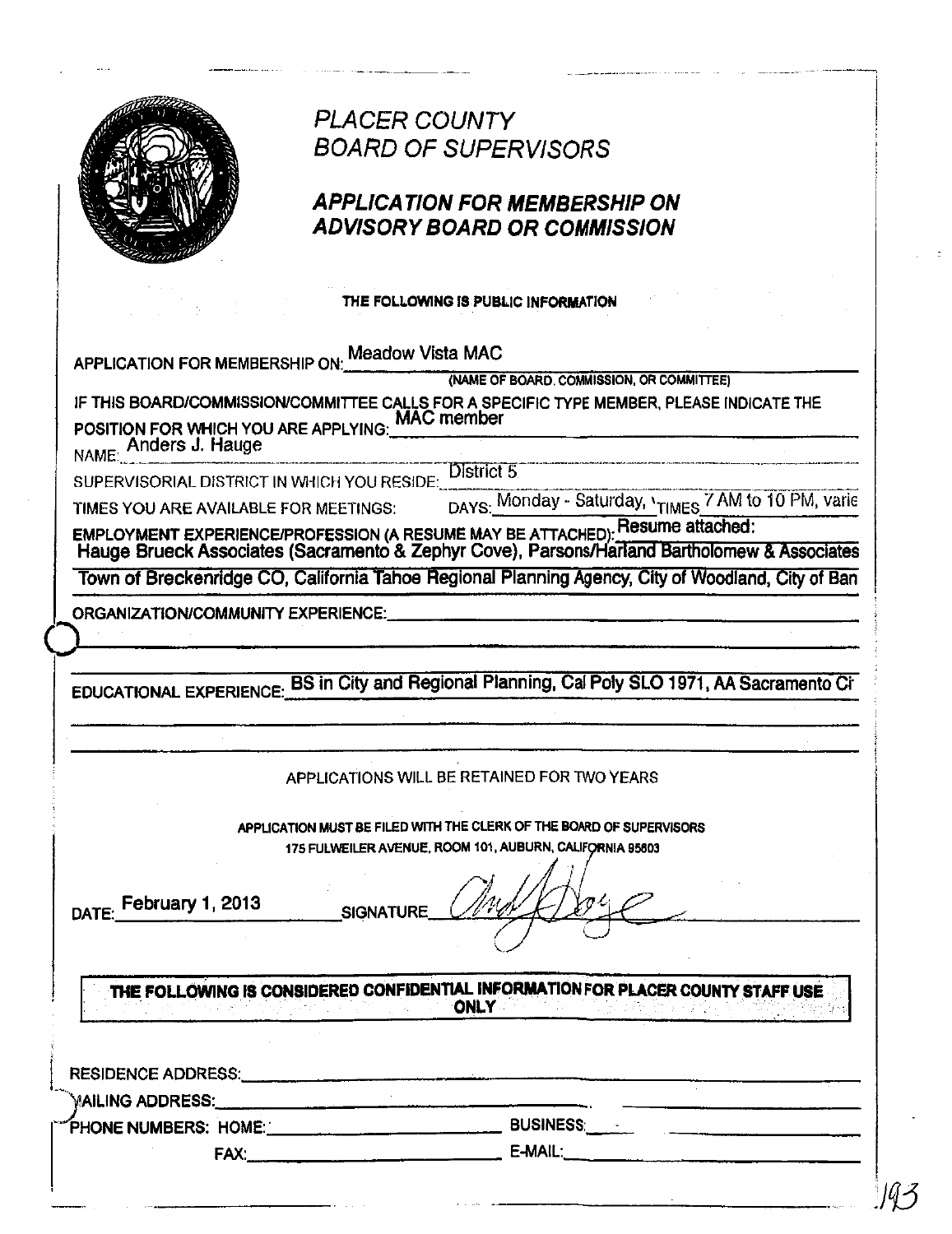# PLACER COUNTY
# BOARD OF SUPERVISORS

## APPLICATION FOR MEMBERSHIP ON ADVISORY BOARD OR COMMISSION

**THE FOLLOWING IS PUBLIC INFORMATION**

APPLICATION FOR MEMBERSHIP ON: Meadow Vista MAC
(NAME OF BOARD, COMMISSION, OR COMMITTEE)

IF THIS BOARD/COMMISSION/COMMITTEE CALLS FOR A SPECIFIC TYPE MEMBER, PLEASE INDICATE THE POSITION FOR WHICH YOU ARE APPLYING: MAC member

NAME: Anders J. Hauge

SUPERVISORIAL DISTRICT IN WHICH YOU RESIDE: District 5

TIMES YOU ARE AVAILABLE FOR MEETINGS: DAYS: Monday - Saturday, TIMES 7 AM to 10 PM, varie

EMPLOYMENT EXPERIENCE/PROFESSION (A RESUME MAY BE ATTACHED): Resume attached:
Hauge Brueck Associates (Sacramento & Zephyr Cove), Parsons/Harland Bartholomew & Associates
Town of Breckenridge CO, California Tahoe Regional Planning Agency, City of Woodland, City of Ban

ORGANIZATION/COMMUNITY EXPERIENCE:

EDUCATIONAL EXPERIENCE: BS in City and Regional Planning, Cal Poly SLO 1971, AA Sacramento Ci

APPLICATIONS WILL BE RETAINED FOR TWO YEARS

**APPLICATION MUST BE FILED WITH THE CLERK OF THE BOARD OF SUPERVISORS**
**175 FULWEILER AVENUE, ROOM 101, AUBURN, CALIFORNIA 95603**

DATE: February 1, 2013 SIGNATURE: [signature]

**THE FOLLOWING IS CONSIDERED CONFIDENTIAL INFORMATION FOR PLACER COUNTY STAFF USE ONLY**

RESIDENCE ADDRESS:

MAILING ADDRESS:

PHONE NUMBERS: HOME: BUSINESS:

FAX: E-MAIL: